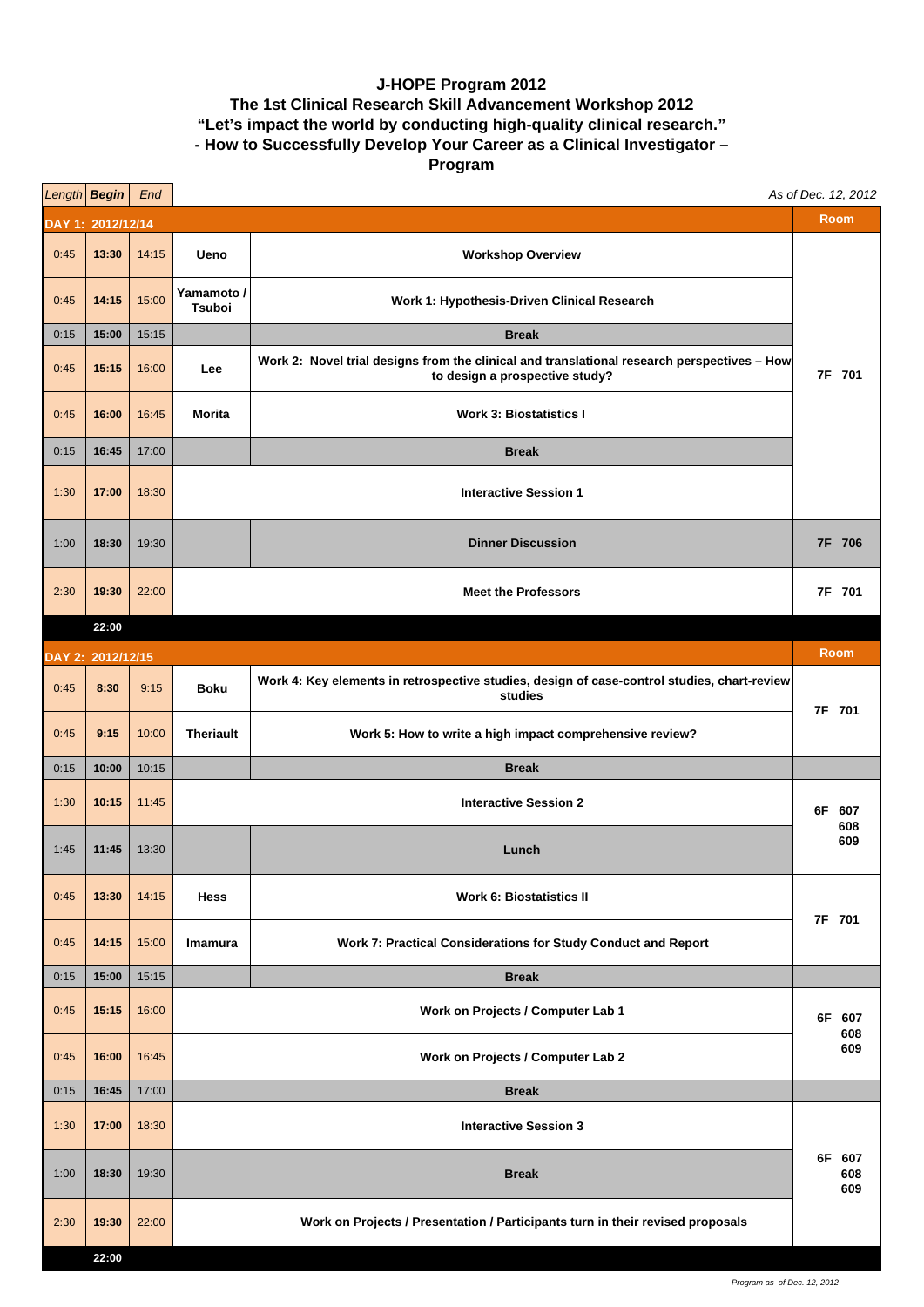# J-HOPE Program 2012
## The 1st Clinical Research Skill Advancement Workshop 2012
## "Let's impact the world by conducting high-quality clinical research."
## - How to Successfully Develop Your Career as a Clinical Investigator –
## Program

*As of Dec. 12, 2012*

| *Length* | ***Begin*** | *End* | | | Room |
|---|---|---|---|---|---|
| **DAY 1: 2012/12/14** | | | | | **Room** |
| 0:45 | **13:30** | 14:15 | **Ueno** | **Workshop Overview** | **7F 701** |
| 0:45 | **14:15** | 15:00 | **Yamamoto / Tsuboi** | **Work 1: Hypothesis-Driven Clinical Research** | **7F 701** |
| 0:15 | **15:00** | 15:15 | | **Break** | **7F 701** |
| 0:45 | **15:15** | 16:00 | **Lee** | **Work 2: Novel trial designs from the clinical and translational research perspectives – How to design a prospective study?** | **7F 701** |
| 0:45 | **16:00** | 16:45 | **Morita** | **Work 3: Biostatistics I** | **7F 701** |
| 0:15 | **16:45** | 17:00 | | **Break** | **7F 701** |
| 1:30 | **17:00** | 18:30 | | **Interactive Session 1** | **7F 701** |
| 1:00 | **18:30** | 19:30 | | **Dinner Discussion** | **7F 706** |
| 2:30 | **19:30** | 22:00 | | **Meet the Professors** | **7F 701** |
| | **22:00** | | | | |
| **DAY 2: 2012/12/15** | | | | | **Room** |
| 0:45 | **8:30** | 9:15 | **Boku** | **Work 4: Key elements in retrospective studies, design of case-control studies, chart-review studies** | **7F 701** |
| 0:45 | **9:15** | 10:00 | **Theriault** | **Work 5: How to write a high impact comprehensive review?** | **7F 701** |
| 0:15 | **10:00** | 10:15 | | **Break** | |
| 1:30 | **10:15** | 11:45 | | **Interactive Session 2** | **6F 607 608 609** |
| 1:45 | **11:45** | 13:30 | | **Lunch** | **6F 607 608 609** |
| 0:45 | **13:30** | 14:15 | **Hess** | **Work 6: Biostatistics II** | **7F 701** |
| 0:45 | **14:15** | 15:00 | **Imamura** | **Work 7: Practical Considerations for Study Conduct and Report** | **7F 701** |
| 0:15 | **15:00** | 15:15 | | **Break** | |
| 0:45 | **15:15** | 16:00 | | **Work on Projects / Computer Lab 1** | **6F 607 608 609** |
| 0:45 | **16:00** | 16:45 | | **Work on Projects / Computer Lab 2** | **6F 607 608 609** |
| 0:15 | **16:45** | 17:00 | | **Break** | |
| 1:30 | **17:00** | 18:30 | | **Interactive Session 3** | **6F 607 608 609** |
| 1:00 | **18:30** | 19:30 | | **Break** | **6F 607 608 609** |
| 2:30 | **19:30** | 22:00 | | **Work on Projects / Presentation / Participants turn in their revised proposals** | **6F 607 608 609** |
| | **22:00** | | | | |

*Program as of Dec. 12, 2012*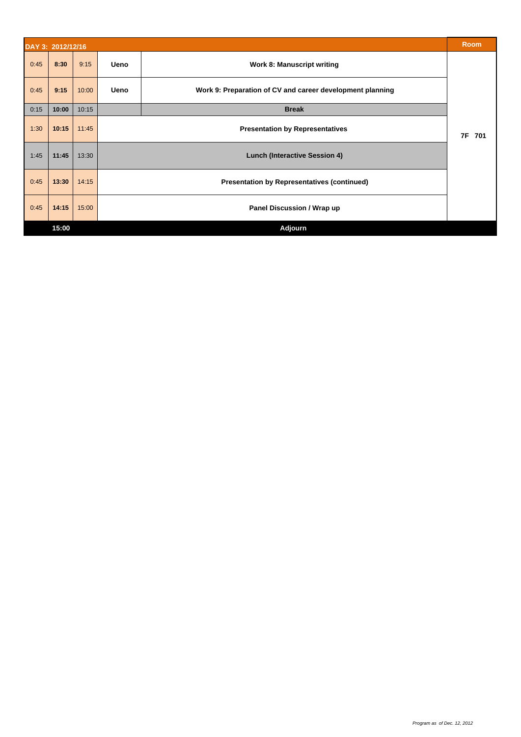| DAY 3: 2012/12/16 | | | | | Room |
|---|---|---|---|---|---|
| 0:45 | **8:30** | 9:15 | **Ueno** | **Work 8: Manuscript writing** | **7F 701** |
| 0:45 | **9:15** | 10:00 | **Ueno** | **Work 9: Preparation of CV and career development planning** | |
| 0:15 | **10:00** | 10:15 | | **Break** | |
| 1:30 | **10:15** | 11:45 | | **Presentation by Representatives** | |
| 1:45 | **11:45** | 13:30 | | **Lunch (Interactive Session 4)** | |
| 0:45 | **13:30** | 14:15 | | **Presentation by Representatives (continued)** | |
| 0:45 | **14:15** | 15:00 | | **Panel Discussion / Wrap up** | |
| | **15:00** | | | **Adjourn** | |

*Program as of Dec. 12, 2012*